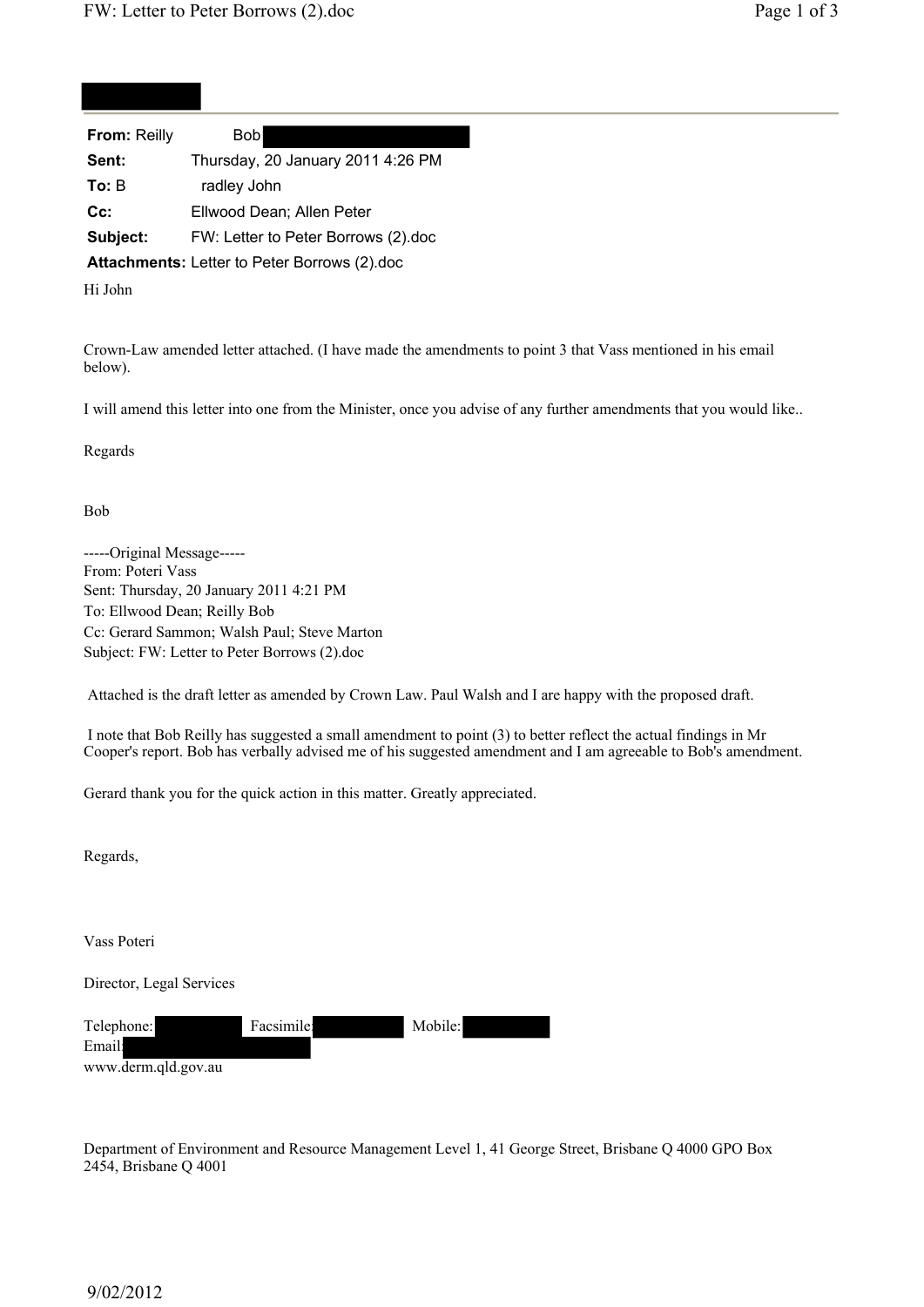| | |
|---|---|
| **From:** | Reilly Bob |
| **Sent:** | Thursday, 20 January 2011 4:26 PM |
| **To:** | Bradley John |
| **Cc:** | Ellwood Dean; Allen Peter |
| **Subject:** | FW: Letter to Peter Borrows (2).doc |
| **Attachments:** | Letter to Peter Borrows (2).doc |

Hi John

Crown-Law amended letter attached. (I have made the amendments to point 3 that Vass mentioned in his email below).

I will amend this letter into one from the Minister, once you advise of any further amendments that you would like..

Regards

Bob

-----Original Message-----
From: Poteri Vass
Sent: Thursday, 20 January 2011 4:21 PM
To: Ellwood Dean; Reilly Bob
Cc: Gerard Sammon; Walsh Paul; Steve Marton
Subject: FW: Letter to Peter Borrows (2).doc

Attached is the draft letter as amended by Crown Law. Paul Walsh and I are happy with the proposed draft.

I note that Bob Reilly has suggested a small amendment to point (3) to better reflect the actual findings in Mr Cooper's report. Bob has verbally advised me of his suggested amendment and I am agreeable to Bob's amendment.

Gerard thank you for the quick action in this matter. Greatly appreciated.

Regards,

Vass Poteri

Director, Legal Services

Telephone: Facsimile: Mobile:
Email:
www.derm.qld.gov.au

Department of Environment and Resource Management Level 1, 41 George Street, Brisbane Q 4000 GPO Box 2454, Brisbane Q 4001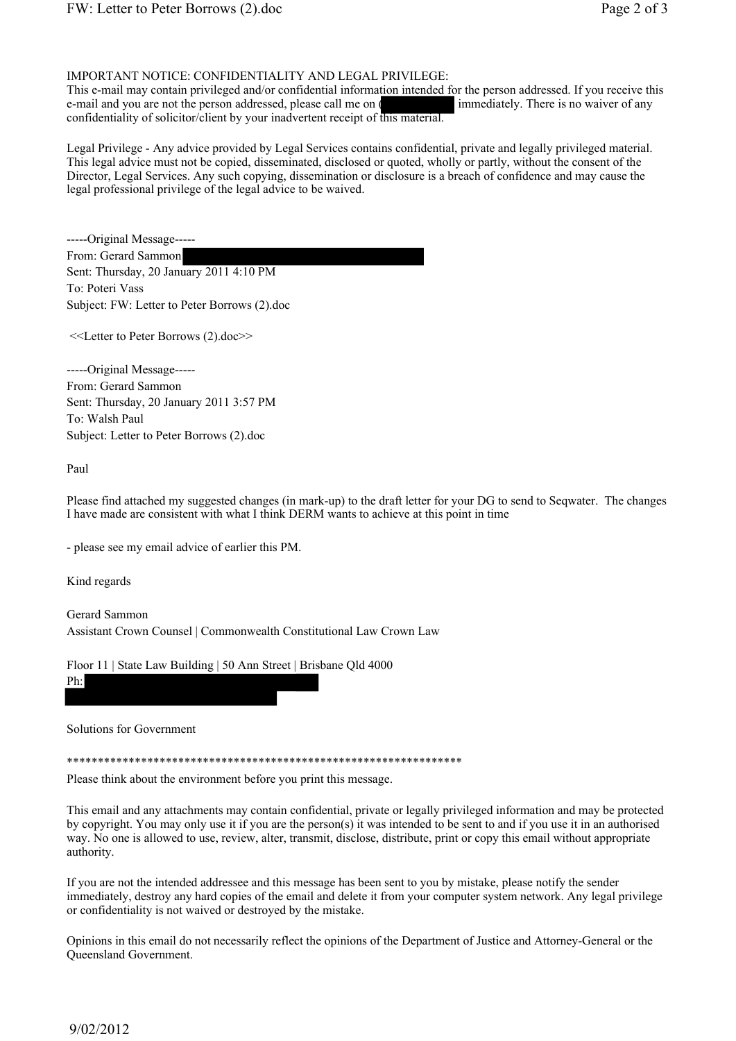IMPORTANT NOTICE: CONFIDENTIALITY AND LEGAL PRIVILEGE:
This e-mail may contain privileged and/or confidential information intended for the person addressed. If you receive this e-mail and you are not the person addressed, please call me on ( immediately. There is no waiver of any confidentiality of solicitor/client by your inadvertent receipt of this material.

Legal Privilege - Any advice provided by Legal Services contains confidential, private and legally privileged material. This legal advice must not be copied, disseminated, disclosed or quoted, wholly or partly, without the consent of the Director, Legal Services. Any such copying, dissemination or disclosure is a breach of confidence and may cause the legal professional privilege of the legal advice to be waived.

-----Original Message-----
From: Gerard Sammon
Sent: Thursday, 20 January 2011 4:10 PM
To: Poteri Vass
Subject: FW: Letter to Peter Borrows (2).doc

<<Letter to Peter Borrows (2).doc>>

-----Original Message-----
From: Gerard Sammon
Sent: Thursday, 20 January 2011 3:57 PM
To: Walsh Paul
Subject: Letter to Peter Borrows (2).doc

Paul

Please find attached my suggested changes (in mark-up) to the draft letter for your DG to send to Seqwater. The changes I have made are consistent with what I think DERM wants to achieve at this point in time

- please see my email advice of earlier this PM.

Kind regards

Gerard Sammon
Assistant Crown Counsel | Commonwealth Constitutional Law Crown Law

Floor 11 | State Law Building | 50 Ann Street | Brisbane Qld 4000
Ph:

Solutions for Government

*****************************************************************
Please think about the environment before you print this message.

This email and any attachments may contain confidential, private or legally privileged information and may be protected by copyright. You may only use it if you are the person(s) it was intended to be sent to and if you use it in an authorised way. No one is allowed to use, review, alter, transmit, disclose, distribute, print or copy this email without appropriate authority.

If you are not the intended addressee and this message has been sent to you by mistake, please notify the sender immediately, destroy any hard copies of the email and delete it from your computer system network. Any legal privilege or confidentiality is not waived or destroyed by the mistake.

Opinions in this email do not necessarily reflect the opinions of the Department of Justice and Attorney-General or the Queensland Government.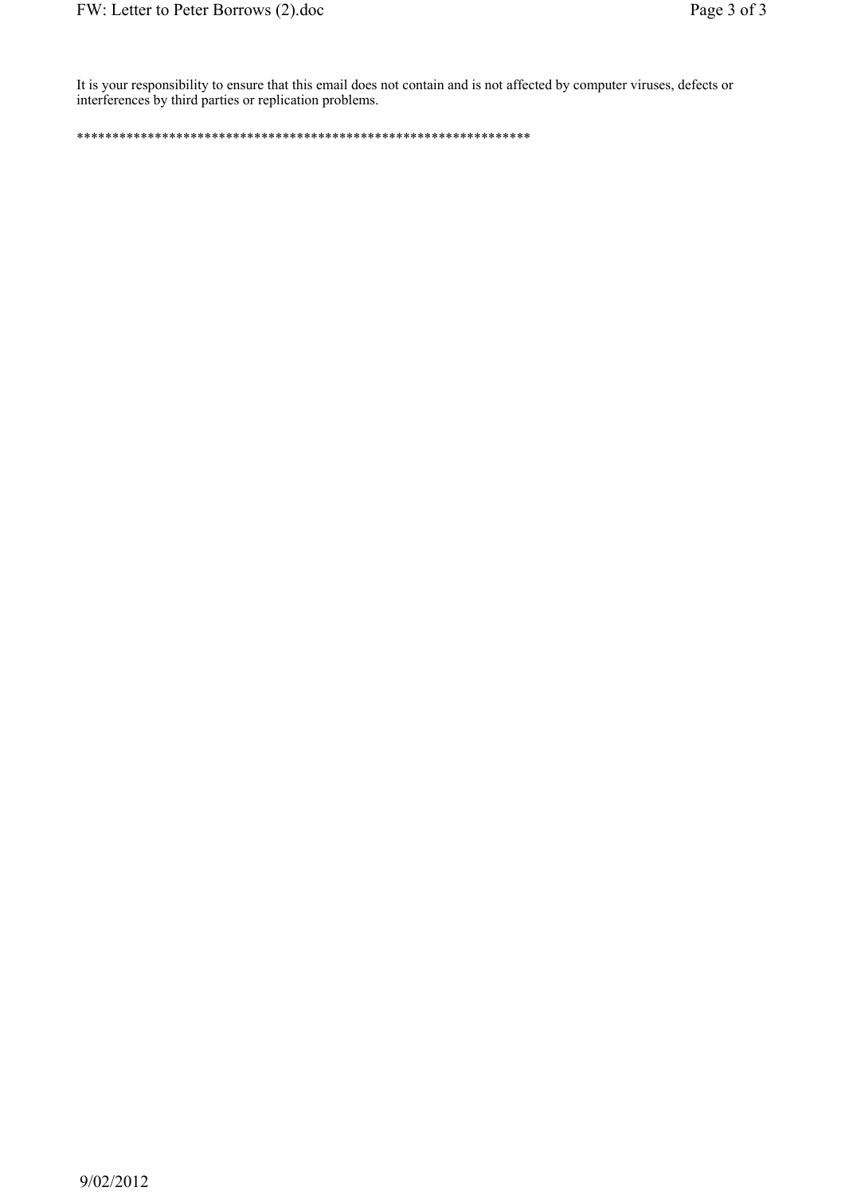It is your responsibility to ensure that this email does not contain and is not affected by computer viruses, defects or interferences by third parties or replication problems.

*****************************************************************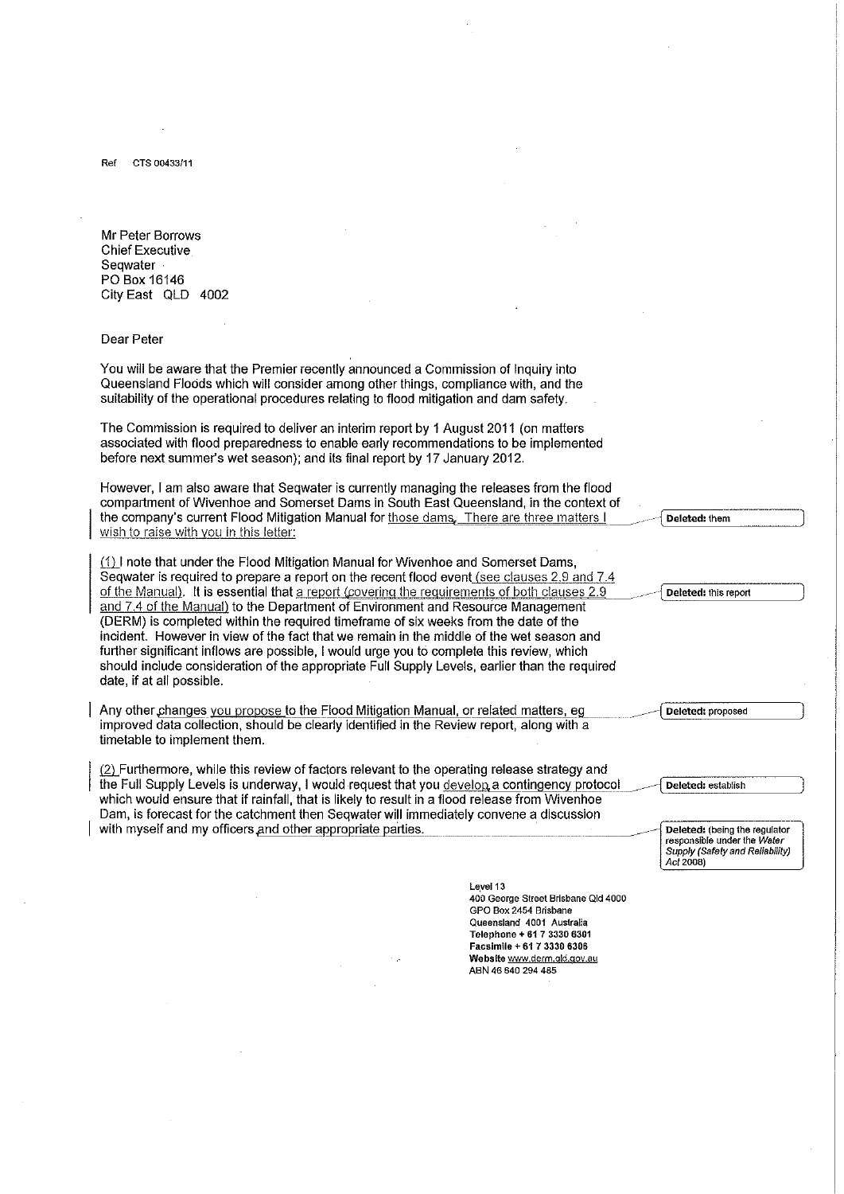Ref CTS 00433/11

Mr Peter Borrows
Chief Executive
Seqwater
PO Box 16146
City East QLD 4002

Dear Peter

You will be aware that the Premier recently announced a Commission of Inquiry into Queensland Floods which will consider among other things, compliance with, and the suitability of the operational procedures relating to flood mitigation and dam safety.

The Commission is required to deliver an interim report by 1 August 2011 (on matters associated with flood preparedness to enable early recommendations to be implemented before next summer's wet season); and its final report by 17 January 2012.

However, I am also aware that Seqwater is currently managing the releases from the flood compartment of Wivenhoe and Somerset Dams in South East Queensland, in the context of the company's current Flood Mitigation Manual for those dams. There are three matters I wish to raise with you in this letter:

Deleted: them

(1) I note that under the Flood Mitigation Manual for Wivenhoe and Somerset Dams, Seqwater is required to prepare a report on the recent flood event (see clauses 2.9 and 7.4 of the Manual). It is essential that a report (covering the requirements of both clauses 2.9 and 7.4 of the Manual) to the Department of Environment and Resource Management (DERM) is completed within the required timeframe of six weeks from the date of the incident. However in view of the fact that we remain in the middle of the wet season and further significant inflows are possible, I would urge you to complete this review, which should include consideration of the appropriate Full Supply Levels, earlier than the required date, if at all possible.

Deleted: this report

Any other changes you propose to the Flood Mitigation Manual, or related matters, eg improved data collection, should be clearly identified in the Review report, along with a timetable to implement them.

Deleted: proposed

(2) Furthermore, while this review of factors relevant to the operating release strategy and the Full Supply Levels is underway, I would request that you develop a contingency protocol which would ensure that if rainfall, that is likely to result in a flood release from Wivenhoe Dam, is forecast for the catchment then Seqwater will immediately convene a discussion with myself and my officers and other appropriate parties.

Deleted: establish

Deleted: (being the regulator responsible under the *Water Supply (Safety and Reliability) Act 2008*)

Level 13
400 George Street Brisbane Qld 4000
GPO Box 2454 Brisbane
Queensland 4001 Australia
**Telephone** + 61 7 3330 6301
**Facsimile** + 61 7 3330 6306
**Website** www.derm.qld.gov.au
ABN 46 640 294 485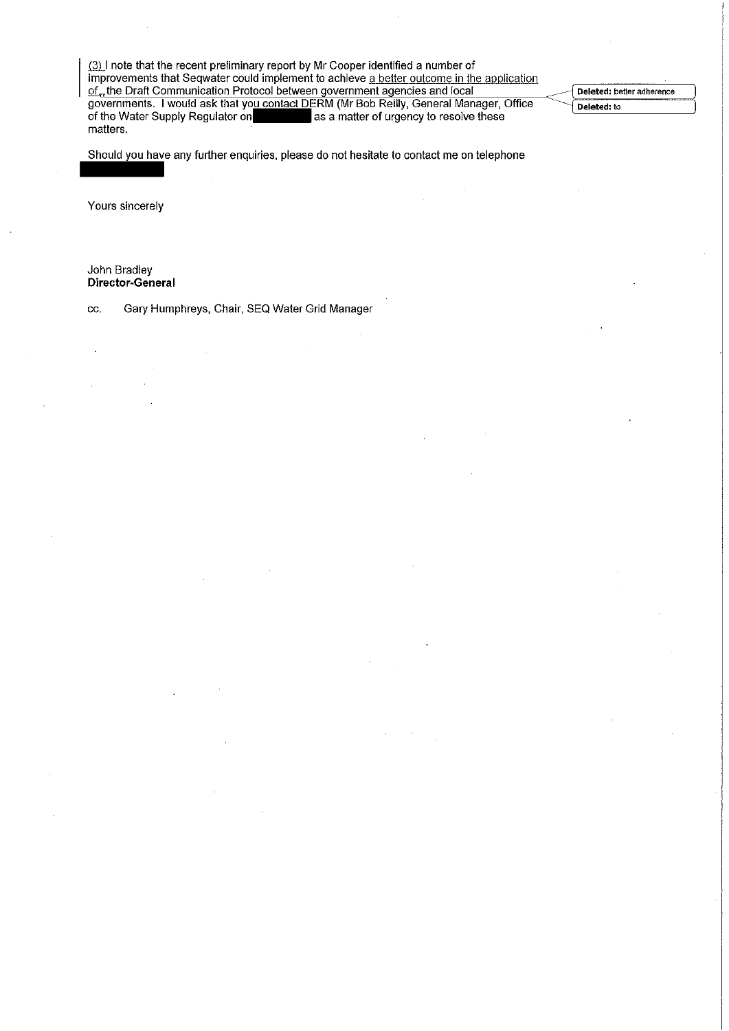(3) I note that the recent preliminary report by Mr Cooper identified a number of improvements that Seqwater could implement to achieve a better outcome in the application of the Draft Communication Protocol between government agencies and local governments. I would ask that you contact DERM (Mr Bob Reilly, General Manager, Office of the Water Supply Regulator on [redacted] as a matter of urgency to resolve these matters.

Deleted: better adherence

Deleted: to

Should you have any further enquiries, please do not hesitate to contact me on telephone [redacted]

Yours sincerely

John Bradley
**Director-General**

cc. Gary Humphreys, Chair, SEQ Water Grid Manager